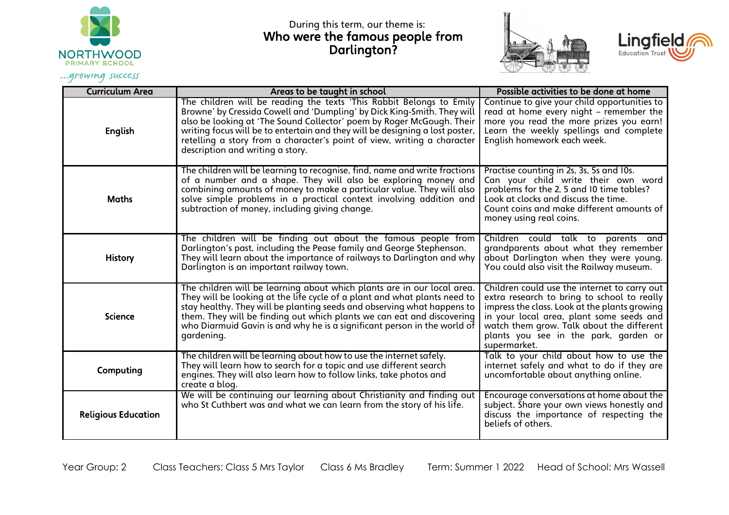NORTHWOOD PRIMARY SCHOOL

...growing success

During this term, our theme is:

# Who were the famous people from Darlington?

Lingfield Education Trust

| Curriculum Area | Areas to be taught in school | Possible activities to be done at home |
|---|---|---|
| English | The children will be reading the texts 'This Rabbit Belongs to Emily Browne' by Cressida Cowell and 'Dumpling' by Dick King-Smith. They will also be looking at 'The Sound Collector' poem by Roger McGough. Their writing focus will be to entertain and they will be designing a lost poster, retelling a story from a character's point of view, writing a character description and writing a story. | Continue to give your child opportunities to read at home every night – remember the more you read the more prizes you earn! Learn the weekly spellings and complete English homework each week. |
| Maths | The children will be learning to recognise, find, name and write fractions of a number and a shape. They will also be exploring money and combining amounts of money to make a particular value. They will also solve simple problems in a practical context involving addition and subtraction of money, including giving change. | Practise counting in 2s, 3s, 5s and 10s. Can your child write their own word problems for the 2, 5 and 10 time tables? Look at clocks and discuss the time. Count coins and make different amounts of money using real coins. |
| History | The children will be finding out about the famous people from Darlington's past, including the Pease family and George Stephenson. They will learn about the importance of railways to Darlington and why Darlington is an important railway town. | Children could talk to parents and grandparents about what they remember about Darlington when they were young. You could also visit the Railway museum. |
| Science | The children will be learning about which plants are in our local area. They will be looking at the life cycle of a plant and what plants need to stay healthy. They will be planting seeds and observing what happens to them. They will be finding out which plants we can eat and discovering who Diarmuid Gavin is and why he is a significant person in the world of gardening. | Children could use the internet to carry out extra research to bring to school to really impress the class. Look at the plants growing in your local area, plant some seeds and watch them grow. Talk about the different plants you see in the park, garden or supermarket. |
| Computing | The children will be learning about how to use the internet safely. They will learn how to search for a topic and use different search engines. They will also learn how to follow links, take photos and create a blog. | Talk to your child about how to use the internet safely and what to do if they are uncomfortable about anything online. |
| Religious Education | We will be continuing our learning about Christianity and finding out who St Cuthbert was and what we can learn from the story of his life. | Encourage conversations at home about the subject. Share your own views honestly and discuss the importance of respecting the beliefs of others. |

Year Group: 2 Class Teachers: Class 5 Mrs Taylor Class 6 Ms Bradley Term: Summer 1 2022 Head of School: Mrs Wassell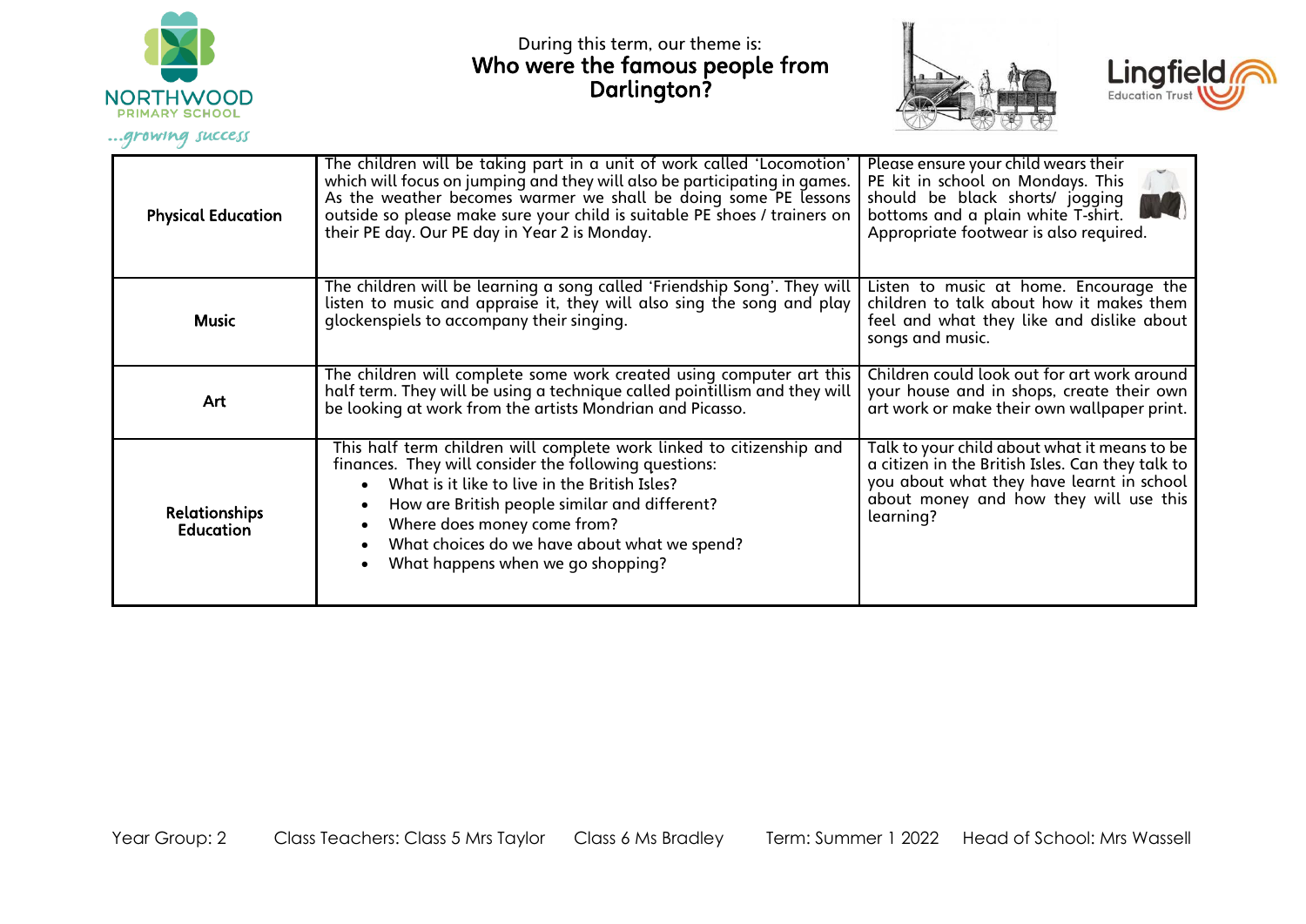NORTHWOOD PRIMARY SCHOOL

...growing success

During this term, our theme is:

**Who were the famous people from Darlington?**

Lingfield Education Trust

| | | |
|---|---|---|
| **Physical Education** | The children will be taking part in a unit of work called 'Locomotion' which will focus on jumping and they will also be participating in games. As the weather becomes warmer we shall be doing some PE lessons outside so please make sure your child is suitable PE shoes / trainers on their PE day. Our PE day in Year 2 is Monday. | Please ensure your child wears their PE kit in school on Mondays. This should be black shorts/ jogging bottoms and a plain white T-shirt. Appropriate footwear is also required. |
| **Music** | The children will be learning a song called 'Friendship Song'. They will listen to music and appraise it, they will also sing the song and play glockenspiels to accompany their singing. | Listen to music at home. Encourage the children to talk about how it makes them feel and what they like and dislike about songs and music. |
| **Art** | The children will complete some work created using computer art this half term. They will be using a technique called pointillism and they will be looking at work from the artists Mondrian and Picasso. | Children could look out for art work around your house and in shops, create their own art work or make their own wallpaper print. |
| **Relationships Education** | This half term children will complete work linked to citizenship and finances. They will consider the following questions:<br>• What is it like to live in the British Isles?<br>• How are British people similar and different?<br>• Where does money come from?<br>• What choices do we have about what we spend?<br>• What happens when we go shopping? | Talk to your child about what it means to be a citizen in the British Isles. Can they talk to you about what they have learnt in school about money and how they will use this learning? |

Year Group: 2 Class Teachers: Class 5 Mrs Taylor Class 6 Ms Bradley Term: Summer 1 2022 Head of School: Mrs Wassell